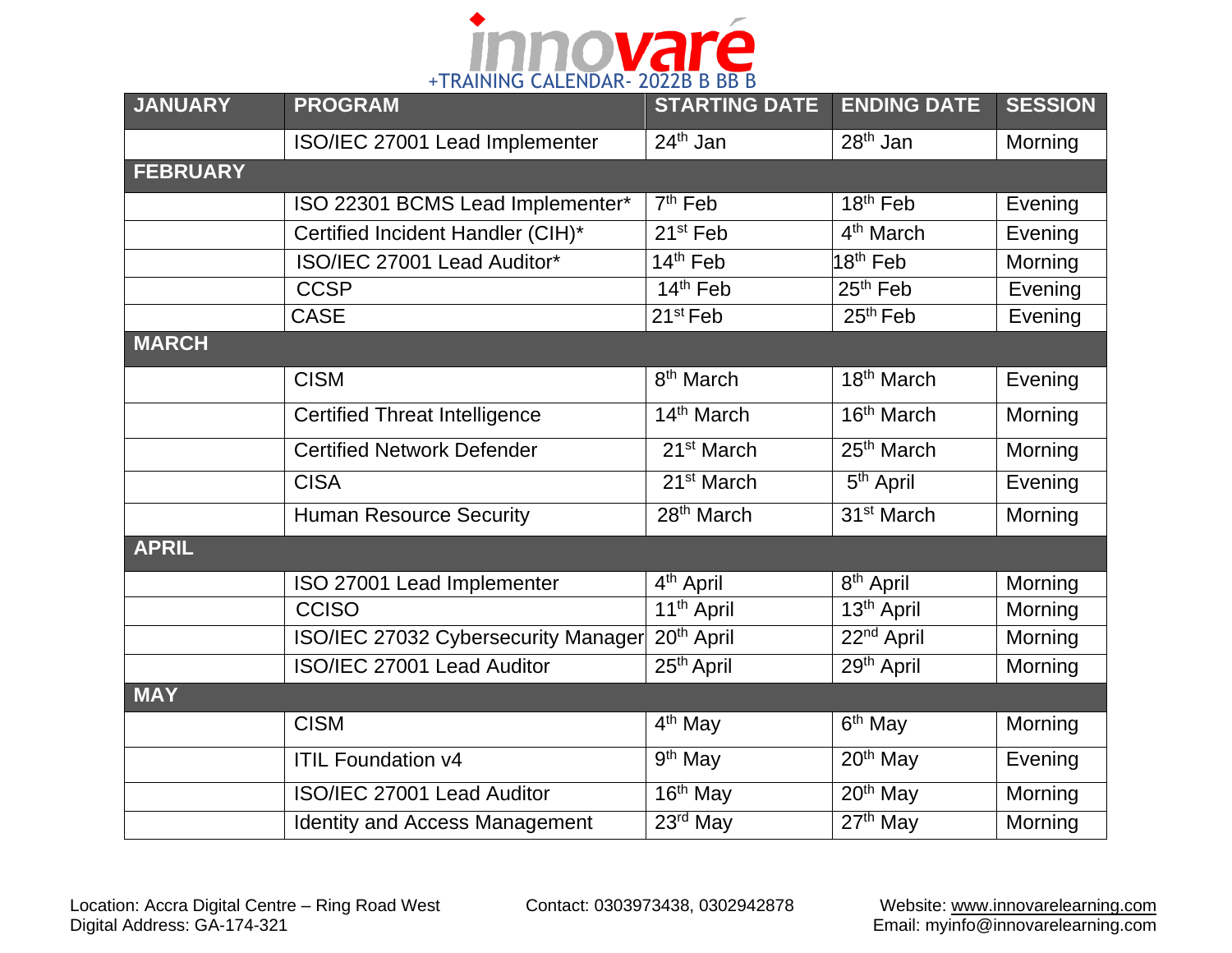# innovaré

+TRAINING CALENDAR- 2022B B BB B

| JANUARY | PROGRAM | STARTING DATE | ENDING DATE | SESSION |
|---|---|---|---|---|
| | ISO/IEC 27001 Lead Implementer | 24th Jan | 28th Jan | Morning |
| **FEBRUARY** | | | | |
| | ISO 22301 BCMS Lead Implementer* | 7th Feb | 18th Feb | Evening |
| | Certified Incident Handler (CIH)* | 21st Feb | 4th March | Evening |
| | ISO/IEC 27001 Lead Auditor* | 14th Feb | 18th Feb | Morning |
| | CCSP | 14th Feb | 25th Feb | Evening |
| | CASE | 21st Feb | 25th Feb | Evening |
| **MARCH** | | | | |
| | CISM | 8th March | 18th March | Evening |
| | Certified Threat Intelligence | 14th March | 16th March | Morning |
| | Certified Network Defender | 21st March | 25th March | Morning |
| | CISA | 21st March | 5th April | Evening |
| | Human Resource Security | 28th March | 31st March | Morning |
| **APRIL** | | | | |
| | ISO 27001 Lead Implementer | 4th April | 8th April | Morning |
| | CCISO | 11th April | 13th April | Morning |
| | ISO/IEC 27032 Cybersecurity Manager | 20th April | 22nd April | Morning |
| | ISO/IEC 27001 Lead Auditor | 25th April | 29th April | Morning |
| **MAY** | | | | |
| | CISM | 4th May | 6th May | Morning |
| | ITIL Foundation v4 | 9th May | 20th May | Evening |
| | ISO/IEC 27001 Lead Auditor | 16th May | 20th May | Morning |
| | Identity and Access Management | 23rd May | 27th May | Morning |

Location: Accra Digital Centre – Ring Road West
Digital Address: GA-174-321

Contact: 0303973438, 0302942878

Website: www.innovarelearning.com
Email: myinfo@innovarelearning.com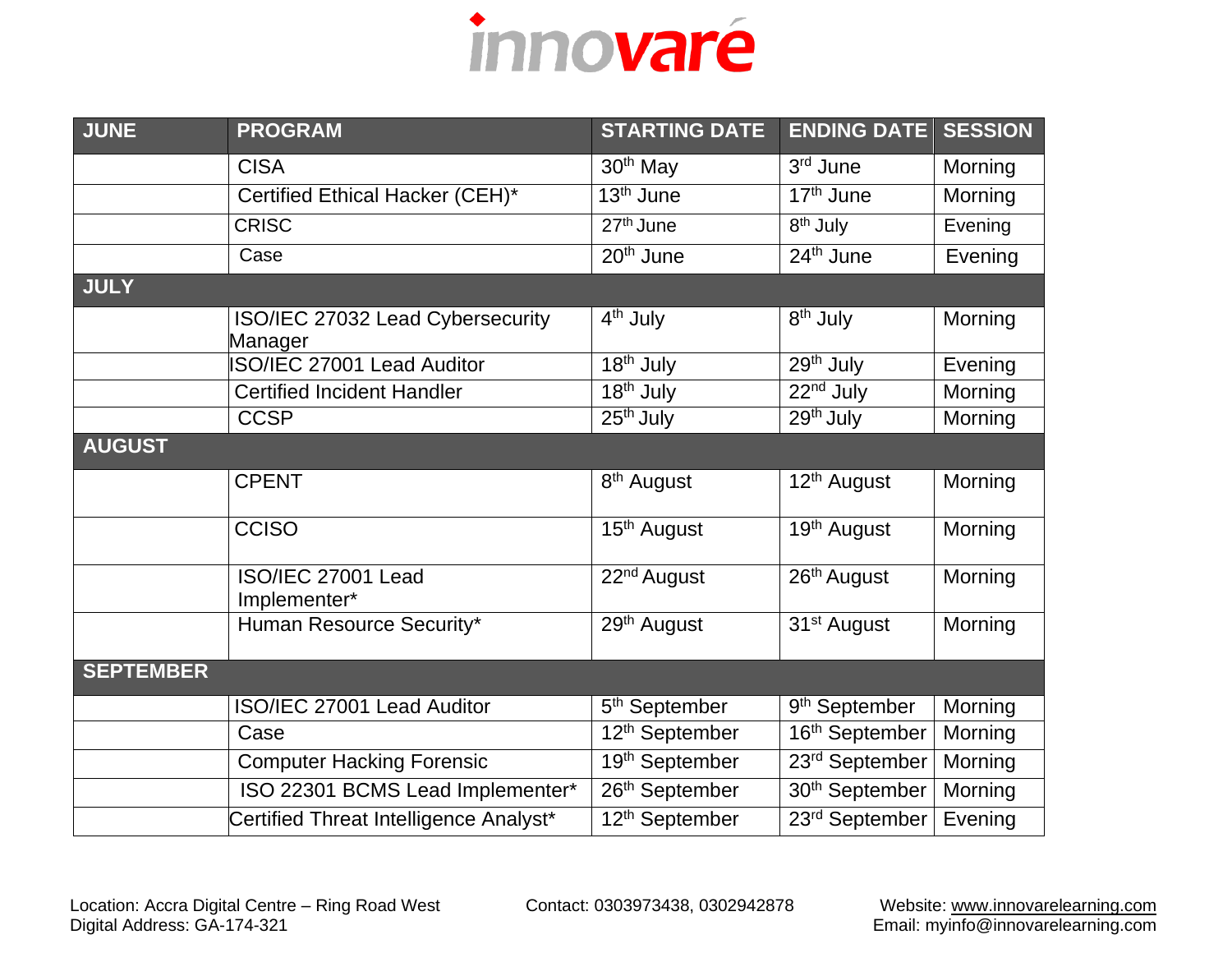# innovaré

| JUNE | PROGRAM | STARTING DATE | ENDING DATE | SESSION |
|---|---|---|---|---|
| | CISA | 30th May | 3rd June | Morning |
| | Certified Ethical Hacker (CEH)* | 13th June | 17th June | Morning |
| | CRISC | 27th June | 8th July | Evening |
| | Case | 20th June | 24th June | Evening |
| **JULY** | | | | |
| | ISO/IEC 27032 Lead Cybersecurity Manager | 4th July | 8th July | Morning |
| | ISO/IEC 27001 Lead Auditor | 18th July | 29th July | Evening |
| | Certified Incident Handler | 18th July | 22nd July | Morning |
| | CCSP | 25th July | 29th July | Morning |
| **AUGUST** | | | | |
| | CPENT | 8th August | 12th August | Morning |
| | CCISO | 15th August | 19th August | Morning |
| | ISO/IEC 27001 Lead Implementer* | 22nd August | 26th August | Morning |
| | Human Resource Security* | 29th August | 31st August | Morning |
| **SEPTEMBER** | | | | |
| | ISO/IEC 27001 Lead Auditor | 5th September | 9th September | Morning |
| | Case | 12th September | 16th September | Morning |
| | Computer Hacking Forensic | 19th September | 23rd September | Morning |
| | ISO 22301 BCMS Lead Implementer* | 26th September | 30th September | Morning |
| | Certified Threat Intelligence Analyst* | 12th September | 23rd September | Evening |

Location: Accra Digital Centre – Ring Road West
Digital Address: GA-174-321

Contact: 0303973438, 0302942878

Website: www.innovarelearning.com
Email: myinfo@innovarelearning.com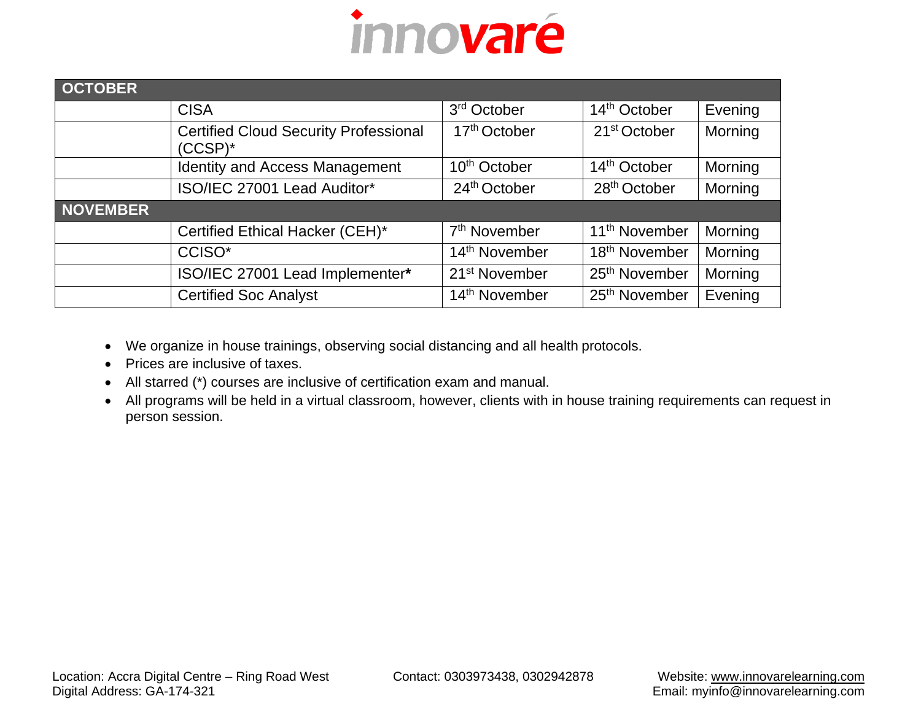innovaré

| | | | | |
|---|---|---|---|---|
| **OCTOBER** | | | | |
| | CISA | 3rd October | 14th October | Evening |
| | Certified Cloud Security Professional (CCSP)* | 17th October | 21st October | Morning |
| | Identity and Access Management | 10th October | 14th October | Morning |
| | ISO/IEC 27001 Lead Auditor* | 24th October | 28th October | Morning |
| **NOVEMBER** | | | | |
| | Certified Ethical Hacker (CEH)* | 7th November | 11th November | Morning |
| | CCISO* | 14th November | 18th November | Morning |
| | ISO/IEC 27001 Lead Implementer* | 21st November | 25th November | Morning |
| | Certified Soc Analyst | 14th November | 25th November | Evening |

- We organize in house trainings, observing social distancing and all health protocols.
- Prices are inclusive of taxes.
- All starred (*) courses are inclusive of certification exam and manual.
- All programs will be held in a virtual classroom, however, clients with in house training requirements can request in person session.

Location: Accra Digital Centre – Ring Road West
Digital Address: GA-174-321

Contact: 0303973438, 0302942878

Website: www.innovarelearning.com
Email: myinfo@innovarelearning.com